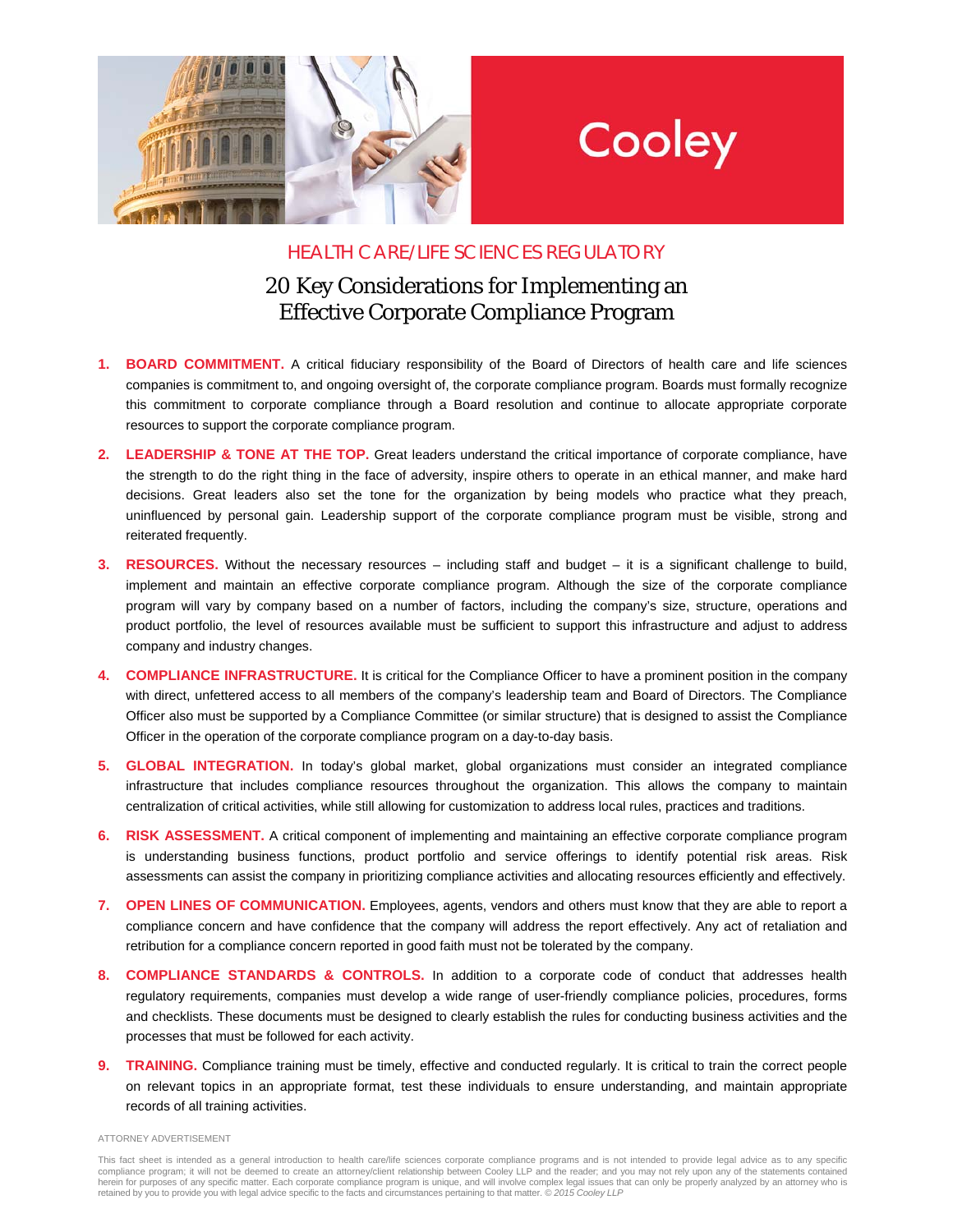Cooley

HEALTH CARE/LIFE SCIENCES REGULATORY

# 20 Key Considerations for Implementing an Effective Corporate Compliance Program

1. **BOARD COMMITMENT.** A critical fiduciary responsibility of the Board of Directors of health care and life sciences companies is commitment to, and ongoing oversight of, the corporate compliance program. Boards must formally recognize this commitment to corporate compliance through a Board resolution and continue to allocate appropriate corporate resources to support the corporate compliance program.

2. **LEADERSHIP & TONE AT THE TOP.** Great leaders understand the critical importance of corporate compliance, have the strength to do the right thing in the face of adversity, inspire others to operate in an ethical manner, and make hard decisions. Great leaders also set the tone for the organization by being models who practice what they preach, uninfluenced by personal gain. Leadership support of the corporate compliance program must be visible, strong and reiterated frequently.

3. **RESOURCES.** Without the necessary resources – including staff and budget – it is a significant challenge to build, implement and maintain an effective corporate compliance program. Although the size of the corporate compliance program will vary by company based on a number of factors, including the company's size, structure, operations and product portfolio, the level of resources available must be sufficient to support this infrastructure and adjust to address company and industry changes.

4. **COMPLIANCE INFRASTRUCTURE.** It is critical for the Compliance Officer to have a prominent position in the company with direct, unfettered access to all members of the company's leadership team and Board of Directors. The Compliance Officer also must be supported by a Compliance Committee (or similar structure) that is designed to assist the Compliance Officer in the operation of the corporate compliance program on a day-to-day basis.

5. **GLOBAL INTEGRATION.** In today's global market, global organizations must consider an integrated compliance infrastructure that includes compliance resources throughout the organization. This allows the company to maintain centralization of critical activities, while still allowing for customization to address local rules, practices and traditions.

6. **RISK ASSESSMENT.** A critical component of implementing and maintaining an effective corporate compliance program is understanding business functions, product portfolio and service offerings to identify potential risk areas. Risk assessments can assist the company in prioritizing compliance activities and allocating resources efficiently and effectively.

7. **OPEN LINES OF COMMUNICATION.** Employees, agents, vendors and others must know that they are able to report a compliance concern and have confidence that the company will address the report effectively. Any act of retaliation and retribution for a compliance concern reported in good faith must not be tolerated by the company.

8. **COMPLIANCE STANDARDS & CONTROLS.** In addition to a corporate code of conduct that addresses health regulatory requirements, companies must develop a wide range of user-friendly compliance policies, procedures, forms and checklists. These documents must be designed to clearly establish the rules for conducting business activities and the processes that must be followed for each activity.

9. **TRAINING.** Compliance training must be timely, effective and conducted regularly. It is critical to train the correct people on relevant topics in an appropriate format, test these individuals to ensure understanding, and maintain appropriate records of all training activities.

ATTORNEY ADVERTISEMENT

This fact sheet is intended as a general introduction to health care/life sciences corporate compliance programs and is not intended to provide legal advice as to any specific compliance program; it will not be deemed to create an attorney/client relationship between Cooley LLP and the reader; and you may not rely upon any of the statements contained herein for purposes of any specific matter. Each corporate compliance program is unique, and will involve complex legal issues that can only be properly analyzed by an attorney who is retained by you to provide you with legal advice specific to the facts and circumstances pertaining to that matter. *© 2015 Cooley LLP*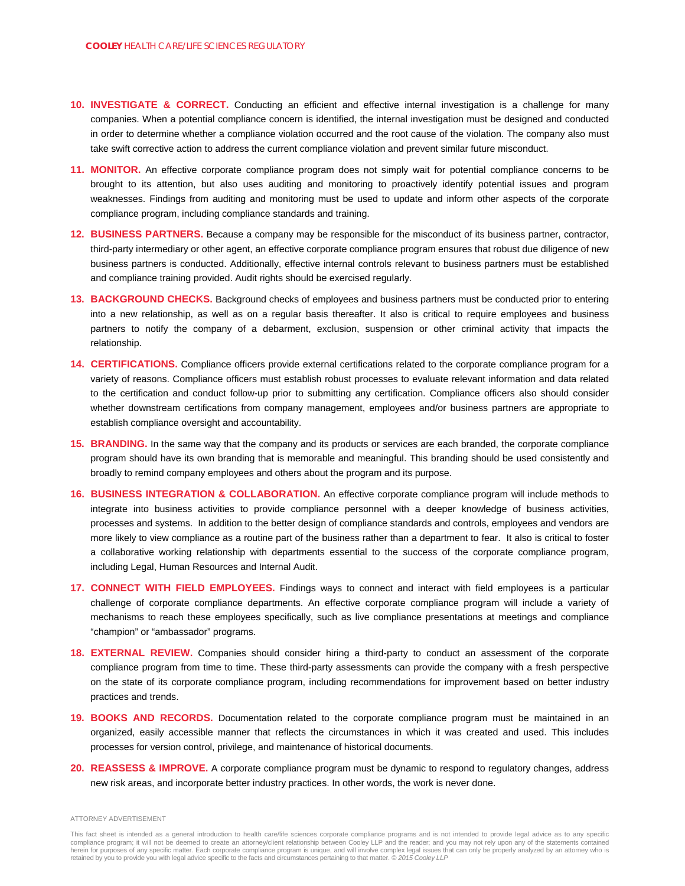10. **INVESTIGATE & CORRECT.** Conducting an efficient and effective internal investigation is a challenge for many companies. When a potential compliance concern is identified, the internal investigation must be designed and conducted in order to determine whether a compliance violation occurred and the root cause of the violation. The company also must take swift corrective action to address the current compliance violation and prevent similar future misconduct.

11. **MONITOR.** An effective corporate compliance program does not simply wait for potential compliance concerns to be brought to its attention, but also uses auditing and monitoring to proactively identify potential issues and program weaknesses. Findings from auditing and monitoring must be used to update and inform other aspects of the corporate compliance program, including compliance standards and training.

12. **BUSINESS PARTNERS.** Because a company may be responsible for the misconduct of its business partner, contractor, third-party intermediary or other agent, an effective corporate compliance program ensures that robust due diligence of new business partners is conducted. Additionally, effective internal controls relevant to business partners must be established and compliance training provided. Audit rights should be exercised regularly.

13. **BACKGROUND CHECKS.** Background checks of employees and business partners must be conducted prior to entering into a new relationship, as well as on a regular basis thereafter. It also is critical to require employees and business partners to notify the company of a debarment, exclusion, suspension or other criminal activity that impacts the relationship.

14. **CERTIFICATIONS.** Compliance officers provide external certifications related to the corporate compliance program for a variety of reasons. Compliance officers must establish robust processes to evaluate relevant information and data related to the certification and conduct follow-up prior to submitting any certification. Compliance officers also should consider whether downstream certifications from company management, employees and/or business partners are appropriate to establish compliance oversight and accountability.

15. **BRANDING.** In the same way that the company and its products or services are each branded, the corporate compliance program should have its own branding that is memorable and meaningful. This branding should be used consistently and broadly to remind company employees and others about the program and its purpose.

16. **BUSINESS INTEGRATION & COLLABORATION.** An effective corporate compliance program will include methods to integrate into business activities to provide compliance personnel with a deeper knowledge of business activities, processes and systems. In addition to the better design of compliance standards and controls, employees and vendors are more likely to view compliance as a routine part of the business rather than a department to fear. It also is critical to foster a collaborative working relationship with departments essential to the success of the corporate compliance program, including Legal, Human Resources and Internal Audit.

17. **CONNECT WITH FIELD EMPLOYEES.** Findings ways to connect and interact with field employees is a particular challenge of corporate compliance departments. An effective corporate compliance program will include a variety of mechanisms to reach these employees specifically, such as live compliance presentations at meetings and compliance "champion" or "ambassador" programs.

18. **EXTERNAL REVIEW.** Companies should consider hiring a third-party to conduct an assessment of the corporate compliance program from time to time. These third-party assessments can provide the company with a fresh perspective on the state of its corporate compliance program, including recommendations for improvement based on better industry practices and trends.

19. **BOOKS AND RECORDS.** Documentation related to the corporate compliance program must be maintained in an organized, easily accessible manner that reflects the circumstances in which it was created and used. This includes processes for version control, privilege, and maintenance of historical documents.

20. **REASSESS & IMPROVE.** A corporate compliance program must be dynamic to respond to regulatory changes, address new risk areas, and incorporate better industry practices. In other words, the work is never done.

ATTORNEY ADVERTISEMENT

This fact sheet is intended as a general introduction to health care/life sciences corporate compliance programs and is not intended to provide legal advice as to any specific compliance program; it will not be deemed to create an attorney/client relationship between Cooley LLP and the reader; and you may not rely upon any of the statements contained herein for purposes of any specific matter. Each corporate compliance program is unique, and will involve complex legal issues that can only be properly analyzed by an attorney who is retained by you to provide you with legal advice specific to the facts and circumstances pertaining to that matter. *© 2015 Cooley LLP*